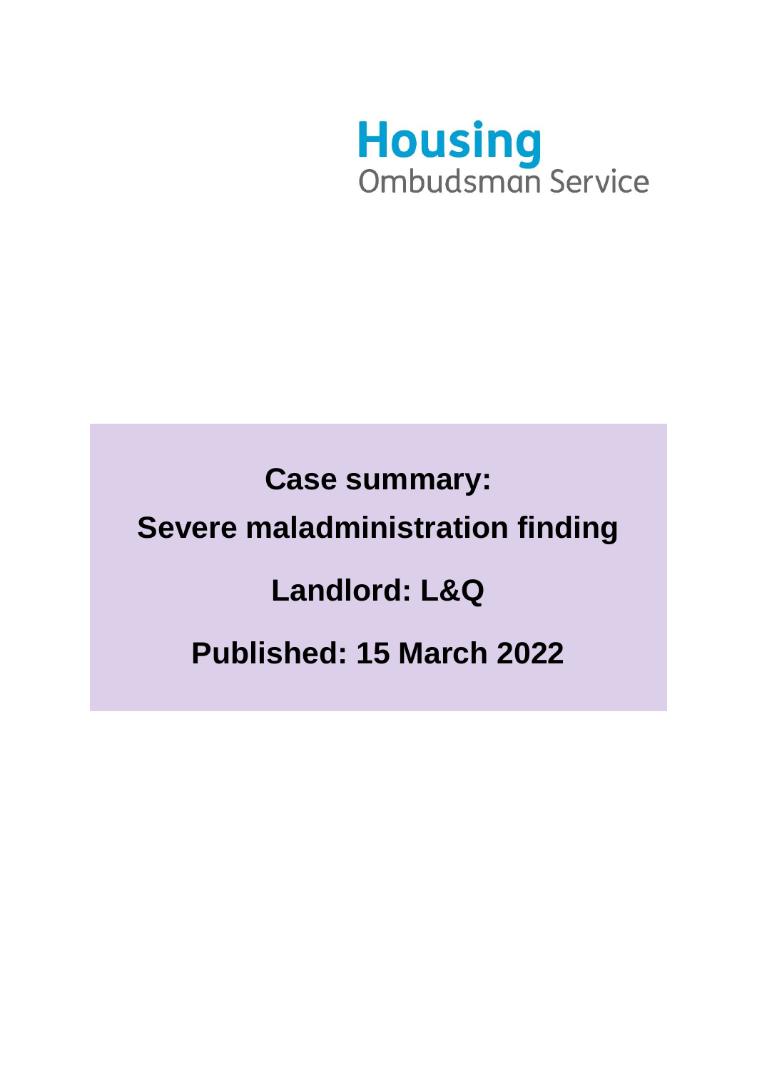Housing
Ombudsman Service

**Case summary:**

**Severe maladministration finding**

**Landlord: L&Q**

**Published: 15 March 2022**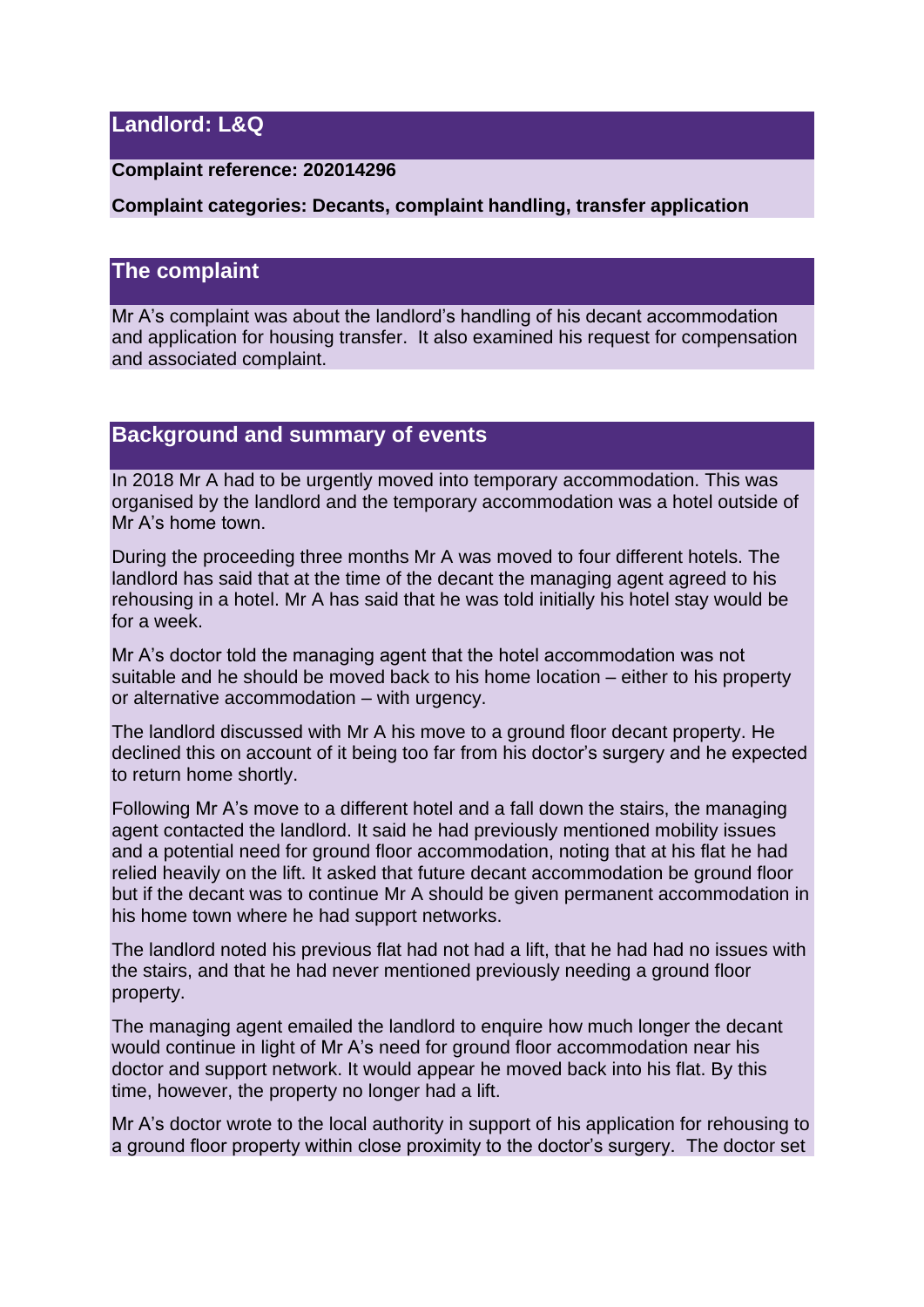## Landlord: L&Q

**Complaint reference: 202014296**

**Complaint categories: Decants, complaint handling, transfer application**

## The complaint

Mr A's complaint was about the landlord's handling of his decant accommodation and application for housing transfer. It also examined his request for compensation and associated complaint.

## Background and summary of events

In 2018 Mr A had to be urgently moved into temporary accommodation. This was organised by the landlord and the temporary accommodation was a hotel outside of Mr A's home town.

During the proceeding three months Mr A was moved to four different hotels. The landlord has said that at the time of the decant the managing agent agreed to his rehousing in a hotel. Mr A has said that he was told initially his hotel stay would be for a week.

Mr A's doctor told the managing agent that the hotel accommodation was not suitable and he should be moved back to his home location – either to his property or alternative accommodation – with urgency.

The landlord discussed with Mr A his move to a ground floor decant property. He declined this on account of it being too far from his doctor's surgery and he expected to return home shortly.

Following Mr A's move to a different hotel and a fall down the stairs, the managing agent contacted the landlord. It said he had previously mentioned mobility issues and a potential need for ground floor accommodation, noting that at his flat he had relied heavily on the lift. It asked that future decant accommodation be ground floor but if the decant was to continue Mr A should be given permanent accommodation in his home town where he had support networks.

The landlord noted his previous flat had not had a lift, that he had had no issues with the stairs, and that he had never mentioned previously needing a ground floor property.

The managing agent emailed the landlord to enquire how much longer the decant would continue in light of Mr A's need for ground floor accommodation near his doctor and support network. It would appear he moved back into his flat. By this time, however, the property no longer had a lift.

Mr A's doctor wrote to the local authority in support of his application for rehousing to a ground floor property within close proximity to the doctor's surgery. The doctor set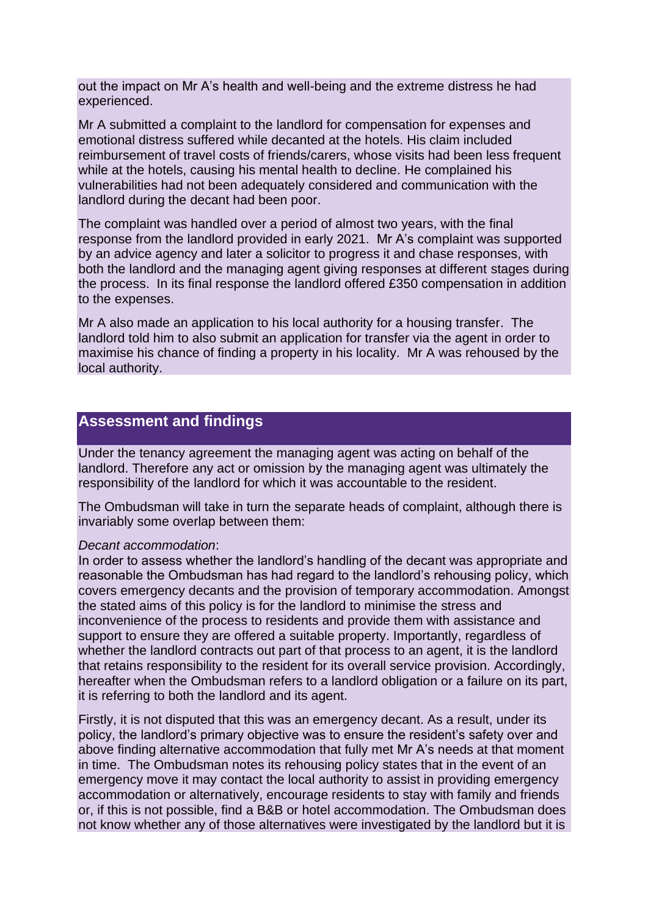out the impact on Mr A's health and well-being and the extreme distress he had experienced.

Mr A submitted a complaint to the landlord for compensation for expenses and emotional distress suffered while decanted at the hotels. His claim included reimbursement of travel costs of friends/carers, whose visits had been less frequent while at the hotels, causing his mental health to decline. He complained his vulnerabilities had not been adequately considered and communication with the landlord during the decant had been poor.

The complaint was handled over a period of almost two years, with the final response from the landlord provided in early 2021. Mr A's complaint was supported by an advice agency and later a solicitor to progress it and chase responses, with both the landlord and the managing agent giving responses at different stages during the process. In its final response the landlord offered £350 compensation in addition to the expenses.

Mr A also made an application to his local authority for a housing transfer. The landlord told him to also submit an application for transfer via the agent in order to maximise his chance of finding a property in his locality. Mr A was rehoused by the local authority.

## Assessment and findings

Under the tenancy agreement the managing agent was acting on behalf of the landlord. Therefore any act or omission by the managing agent was ultimately the responsibility of the landlord for which it was accountable to the resident.

The Ombudsman will take in turn the separate heads of complaint, although there is invariably some overlap between them:

*Decant accommodation*:

In order to assess whether the landlord's handling of the decant was appropriate and reasonable the Ombudsman has had regard to the landlord's rehousing policy, which covers emergency decants and the provision of temporary accommodation. Amongst the stated aims of this policy is for the landlord to minimise the stress and inconvenience of the process to residents and provide them with assistance and support to ensure they are offered a suitable property. Importantly, regardless of whether the landlord contracts out part of that process to an agent, it is the landlord that retains responsibility to the resident for its overall service provision. Accordingly, hereafter when the Ombudsman refers to a landlord obligation or a failure on its part, it is referring to both the landlord and its agent.

Firstly, it is not disputed that this was an emergency decant. As a result, under its policy, the landlord's primary objective was to ensure the resident's safety over and above finding alternative accommodation that fully met Mr A's needs at that moment in time. The Ombudsman notes its rehousing policy states that in the event of an emergency move it may contact the local authority to assist in providing emergency accommodation or alternatively, encourage residents to stay with family and friends or, if this is not possible, find a B&B or hotel accommodation. The Ombudsman does not know whether any of those alternatives were investigated by the landlord but it is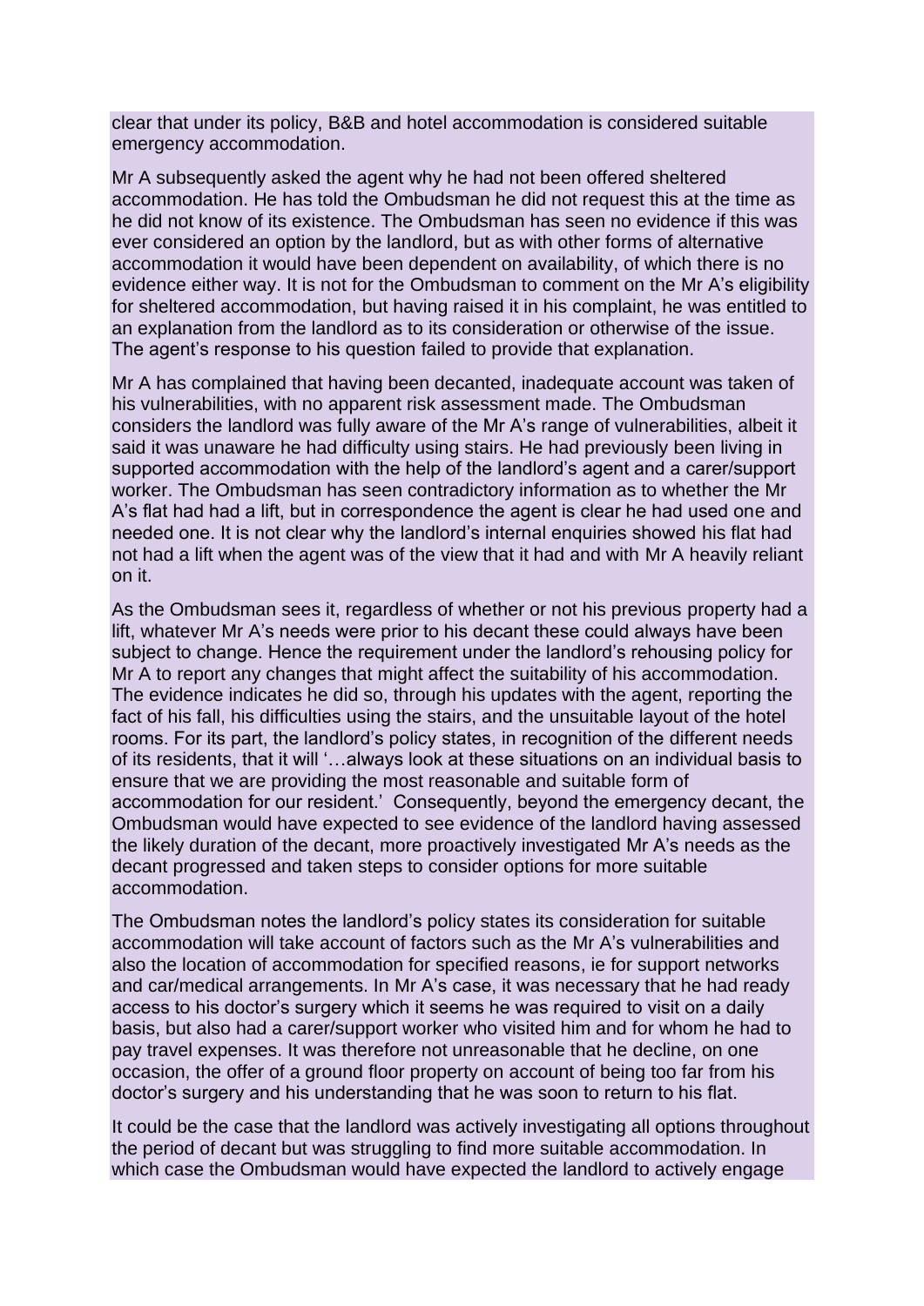clear that under its policy, B&B and hotel accommodation is considered suitable emergency accommodation.

Mr A subsequently asked the agent why he had not been offered sheltered accommodation. He has told the Ombudsman he did not request this at the time as he did not know of its existence. The Ombudsman has seen no evidence if this was ever considered an option by the landlord, but as with other forms of alternative accommodation it would have been dependent on availability, of which there is no evidence either way. It is not for the Ombudsman to comment on the Mr A's eligibility for sheltered accommodation, but having raised it in his complaint, he was entitled to an explanation from the landlord as to its consideration or otherwise of the issue. The agent's response to his question failed to provide that explanation.

Mr A has complained that having been decanted, inadequate account was taken of his vulnerabilities, with no apparent risk assessment made. The Ombudsman considers the landlord was fully aware of the Mr A's range of vulnerabilities, albeit it said it was unaware he had difficulty using stairs. He had previously been living in supported accommodation with the help of the landlord's agent and a carer/support worker. The Ombudsman has seen contradictory information as to whether the Mr A's flat had had a lift, but in correspondence the agent is clear he had used one and needed one. It is not clear why the landlord's internal enquiries showed his flat had not had a lift when the agent was of the view that it had and with Mr A heavily reliant on it.

As the Ombudsman sees it, regardless of whether or not his previous property had a lift, whatever Mr A's needs were prior to his decant these could always have been subject to change. Hence the requirement under the landlord's rehousing policy for Mr A to report any changes that might affect the suitability of his accommodation. The evidence indicates he did so, through his updates with the agent, reporting the fact of his fall, his difficulties using the stairs, and the unsuitable layout of the hotel rooms. For its part, the landlord's policy states, in recognition of the different needs of its residents, that it will '…always look at these situations on an individual basis to ensure that we are providing the most reasonable and suitable form of accommodation for our resident.' Consequently, beyond the emergency decant, the Ombudsman would have expected to see evidence of the landlord having assessed the likely duration of the decant, more proactively investigated Mr A's needs as the decant progressed and taken steps to consider options for more suitable accommodation.

The Ombudsman notes the landlord's policy states its consideration for suitable accommodation will take account of factors such as the Mr A's vulnerabilities and also the location of accommodation for specified reasons, ie for support networks and car/medical arrangements. In Mr A's case, it was necessary that he had ready access to his doctor's surgery which it seems he was required to visit on a daily basis, but also had a carer/support worker who visited him and for whom he had to pay travel expenses. It was therefore not unreasonable that he decline, on one occasion, the offer of a ground floor property on account of being too far from his doctor's surgery and his understanding that he was soon to return to his flat.

It could be the case that the landlord was actively investigating all options throughout the period of decant but was struggling to find more suitable accommodation. In which case the Ombudsman would have expected the landlord to actively engage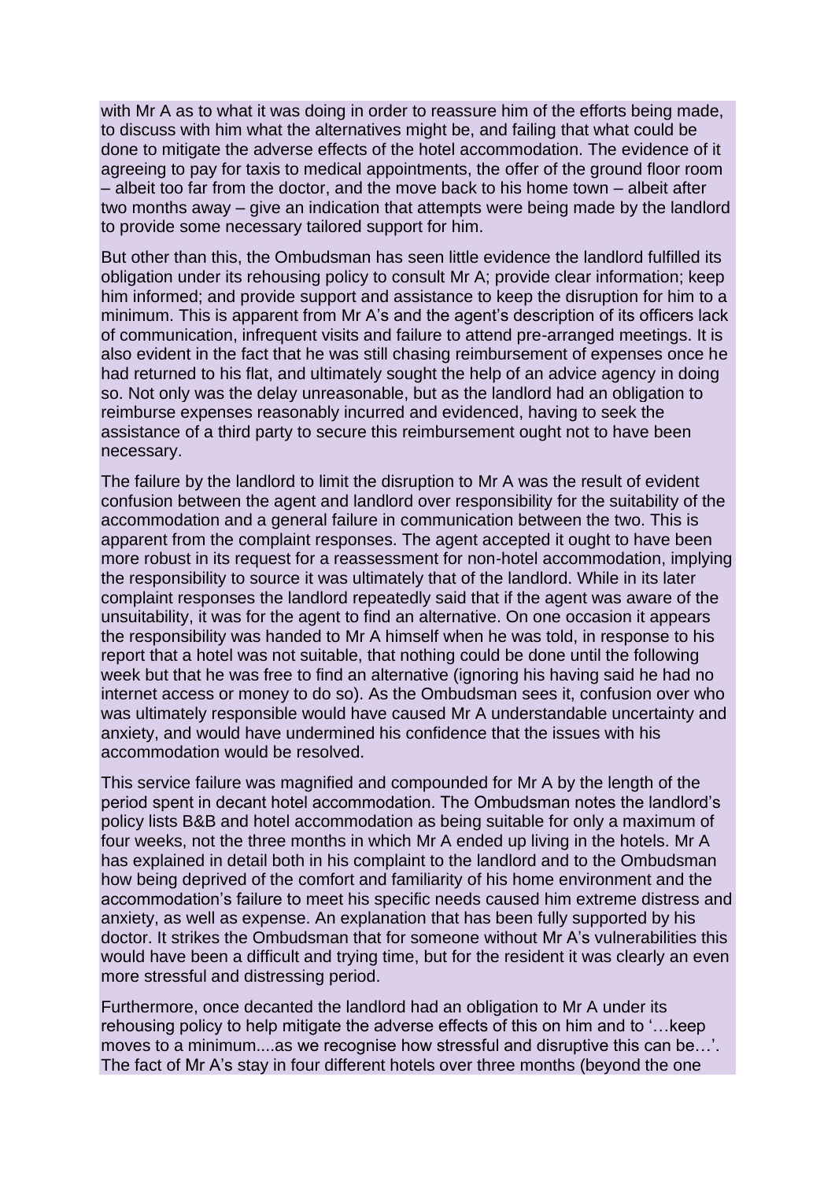with Mr A as to what it was doing in order to reassure him of the efforts being made, to discuss with him what the alternatives might be, and failing that what could be done to mitigate the adverse effects of the hotel accommodation. The evidence of it agreeing to pay for taxis to medical appointments, the offer of the ground floor room – albeit too far from the doctor, and the move back to his home town – albeit after two months away – give an indication that attempts were being made by the landlord to provide some necessary tailored support for him.

But other than this, the Ombudsman has seen little evidence the landlord fulfilled its obligation under its rehousing policy to consult Mr A; provide clear information; keep him informed; and provide support and assistance to keep the disruption for him to a minimum. This is apparent from Mr A's and the agent's description of its officers lack of communication, infrequent visits and failure to attend pre-arranged meetings. It is also evident in the fact that he was still chasing reimbursement of expenses once he had returned to his flat, and ultimately sought the help of an advice agency in doing so. Not only was the delay unreasonable, but as the landlord had an obligation to reimburse expenses reasonably incurred and evidenced, having to seek the assistance of a third party to secure this reimbursement ought not to have been necessary.

The failure by the landlord to limit the disruption to Mr A was the result of evident confusion between the agent and landlord over responsibility for the suitability of the accommodation and a general failure in communication between the two. This is apparent from the complaint responses. The agent accepted it ought to have been more robust in its request for a reassessment for non-hotel accommodation, implying the responsibility to source it was ultimately that of the landlord. While in its later complaint responses the landlord repeatedly said that if the agent was aware of the unsuitability, it was for the agent to find an alternative. On one occasion it appears the responsibility was handed to Mr A himself when he was told, in response to his report that a hotel was not suitable, that nothing could be done until the following week but that he was free to find an alternative (ignoring his having said he had no internet access or money to do so). As the Ombudsman sees it, confusion over who was ultimately responsible would have caused Mr A understandable uncertainty and anxiety, and would have undermined his confidence that the issues with his accommodation would be resolved.

This service failure was magnified and compounded for Mr A by the length of the period spent in decant hotel accommodation. The Ombudsman notes the landlord's policy lists B&B and hotel accommodation as being suitable for only a maximum of four weeks, not the three months in which Mr A ended up living in the hotels. Mr A has explained in detail both in his complaint to the landlord and to the Ombudsman how being deprived of the comfort and familiarity of his home environment and the accommodation's failure to meet his specific needs caused him extreme distress and anxiety, as well as expense. An explanation that has been fully supported by his doctor. It strikes the Ombudsman that for someone without Mr A's vulnerabilities this would have been a difficult and trying time, but for the resident it was clearly an even more stressful and distressing period.

Furthermore, once decanted the landlord had an obligation to Mr A under its rehousing policy to help mitigate the adverse effects of this on him and to '…keep moves to a minimum....as we recognise how stressful and disruptive this can be…'. The fact of Mr A's stay in four different hotels over three months (beyond the one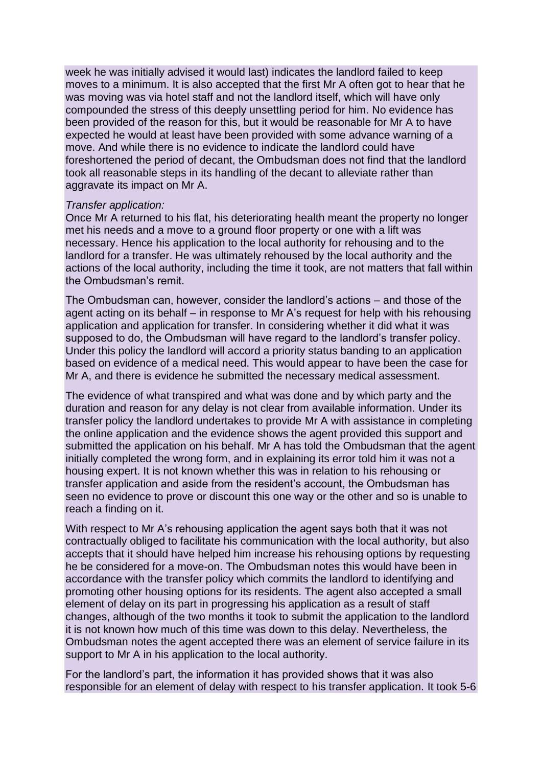week he was initially advised it would last) indicates the landlord failed to keep moves to a minimum. It is also accepted that the first Mr A often got to hear that he was moving was via hotel staff and not the landlord itself, which will have only compounded the stress of this deeply unsettling period for him. No evidence has been provided of the reason for this, but it would be reasonable for Mr A to have expected he would at least have been provided with some advance warning of a move. And while there is no evidence to indicate the landlord could have foreshortened the period of decant, the Ombudsman does not find that the landlord took all reasonable steps in its handling of the decant to alleviate rather than aggravate its impact on Mr A.

*Transfer application:*

Once Mr A returned to his flat, his deteriorating health meant the property no longer met his needs and a move to a ground floor property or one with a lift was necessary. Hence his application to the local authority for rehousing and to the landlord for a transfer. He was ultimately rehoused by the local authority and the actions of the local authority, including the time it took, are not matters that fall within the Ombudsman's remit.

The Ombudsman can, however, consider the landlord's actions – and those of the agent acting on its behalf – in response to Mr A's request for help with his rehousing application and application for transfer. In considering whether it did what it was supposed to do, the Ombudsman will have regard to the landlord's transfer policy. Under this policy the landlord will accord a priority status banding to an application based on evidence of a medical need. This would appear to have been the case for Mr A, and there is evidence he submitted the necessary medical assessment.

The evidence of what transpired and what was done and by which party and the duration and reason for any delay is not clear from available information. Under its transfer policy the landlord undertakes to provide Mr A with assistance in completing the online application and the evidence shows the agent provided this support and submitted the application on his behalf. Mr A has told the Ombudsman that the agent initially completed the wrong form, and in explaining its error told him it was not a housing expert. It is not known whether this was in relation to his rehousing or transfer application and aside from the resident's account, the Ombudsman has seen no evidence to prove or discount this one way or the other and so is unable to reach a finding on it.

With respect to Mr A's rehousing application the agent says both that it was not contractually obliged to facilitate his communication with the local authority, but also accepts that it should have helped him increase his rehousing options by requesting he be considered for a move-on. The Ombudsman notes this would have been in accordance with the transfer policy which commits the landlord to identifying and promoting other housing options for its residents. The agent also accepted a small element of delay on its part in progressing his application as a result of staff changes, although of the two months it took to submit the application to the landlord it is not known how much of this time was down to this delay. Nevertheless, the Ombudsman notes the agent accepted there was an element of service failure in its support to Mr A in his application to the local authority.

For the landlord's part, the information it has provided shows that it was also responsible for an element of delay with respect to his transfer application. It took 5-6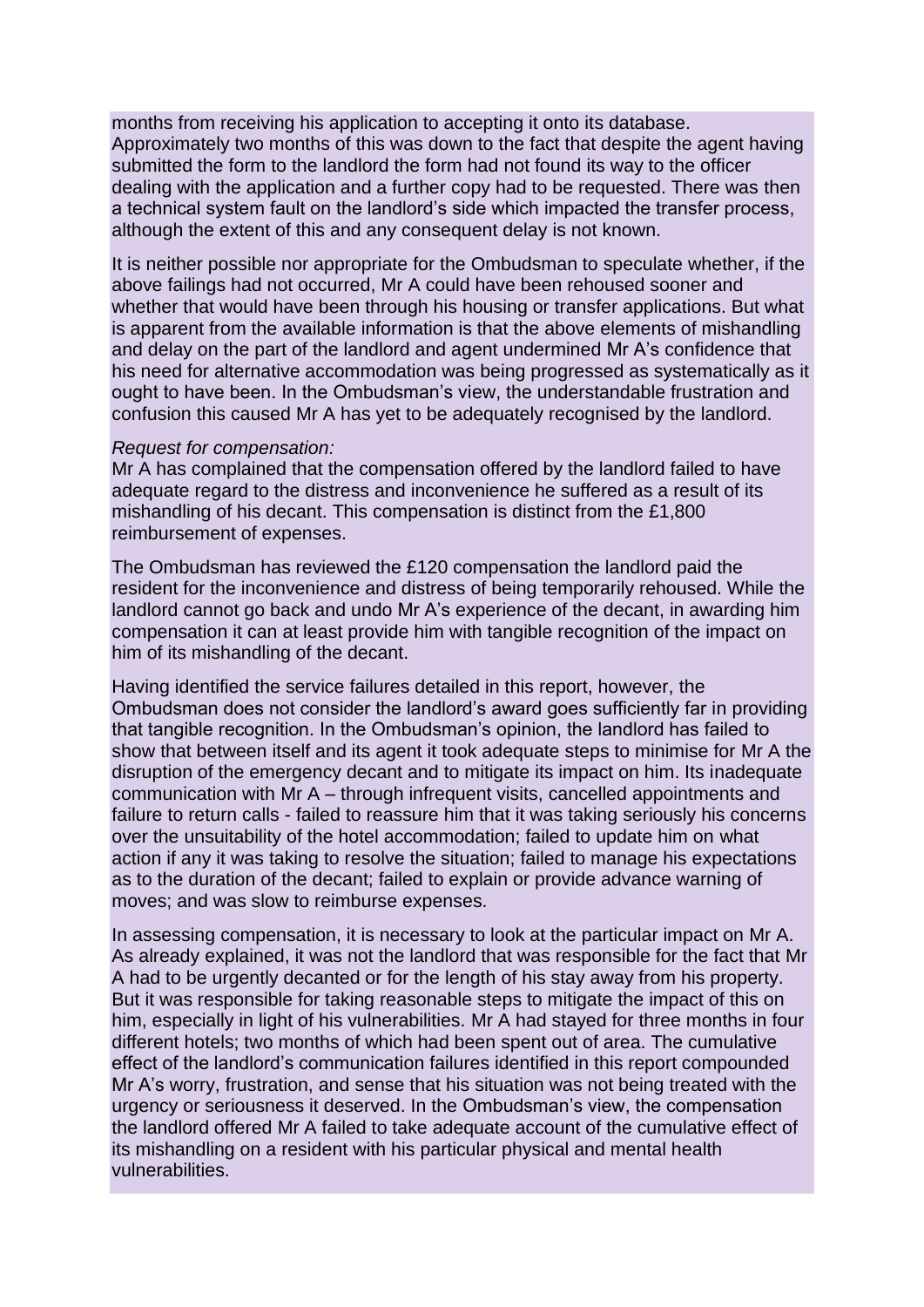months from receiving his application to accepting it onto its database. Approximately two months of this was down to the fact that despite the agent having submitted the form to the landlord the form had not found its way to the officer dealing with the application and a further copy had to be requested. There was then a technical system fault on the landlord's side which impacted the transfer process, although the extent of this and any consequent delay is not known.

It is neither possible nor appropriate for the Ombudsman to speculate whether, if the above failings had not occurred, Mr A could have been rehoused sooner and whether that would have been through his housing or transfer applications. But what is apparent from the available information is that the above elements of mishandling and delay on the part of the landlord and agent undermined Mr A's confidence that his need for alternative accommodation was being progressed as systematically as it ought to have been. In the Ombudsman's view, the understandable frustration and confusion this caused Mr A has yet to be adequately recognised by the landlord.

*Request for compensation:*

Mr A has complained that the compensation offered by the landlord failed to have adequate regard to the distress and inconvenience he suffered as a result of its mishandling of his decant. This compensation is distinct from the £1,800 reimbursement of expenses.

The Ombudsman has reviewed the £120 compensation the landlord paid the resident for the inconvenience and distress of being temporarily rehoused. While the landlord cannot go back and undo Mr A's experience of the decant, in awarding him compensation it can at least provide him with tangible recognition of the impact on him of its mishandling of the decant.

Having identified the service failures detailed in this report, however, the Ombudsman does not consider the landlord's award goes sufficiently far in providing that tangible recognition. In the Ombudsman's opinion, the landlord has failed to show that between itself and its agent it took adequate steps to minimise for Mr A the disruption of the emergency decant and to mitigate its impact on him. Its inadequate communication with Mr A – through infrequent visits, cancelled appointments and failure to return calls - failed to reassure him that it was taking seriously his concerns over the unsuitability of the hotel accommodation; failed to update him on what action if any it was taking to resolve the situation; failed to manage his expectations as to the duration of the decant; failed to explain or provide advance warning of moves; and was slow to reimburse expenses.

In assessing compensation, it is necessary to look at the particular impact on Mr A. As already explained, it was not the landlord that was responsible for the fact that Mr A had to be urgently decanted or for the length of his stay away from his property. But it was responsible for taking reasonable steps to mitigate the impact of this on him, especially in light of his vulnerabilities. Mr A had stayed for three months in four different hotels; two months of which had been spent out of area. The cumulative effect of the landlord's communication failures identified in this report compounded Mr A's worry, frustration, and sense that his situation was not being treated with the urgency or seriousness it deserved. In the Ombudsman's view, the compensation the landlord offered Mr A failed to take adequate account of the cumulative effect of its mishandling on a resident with his particular physical and mental health vulnerabilities.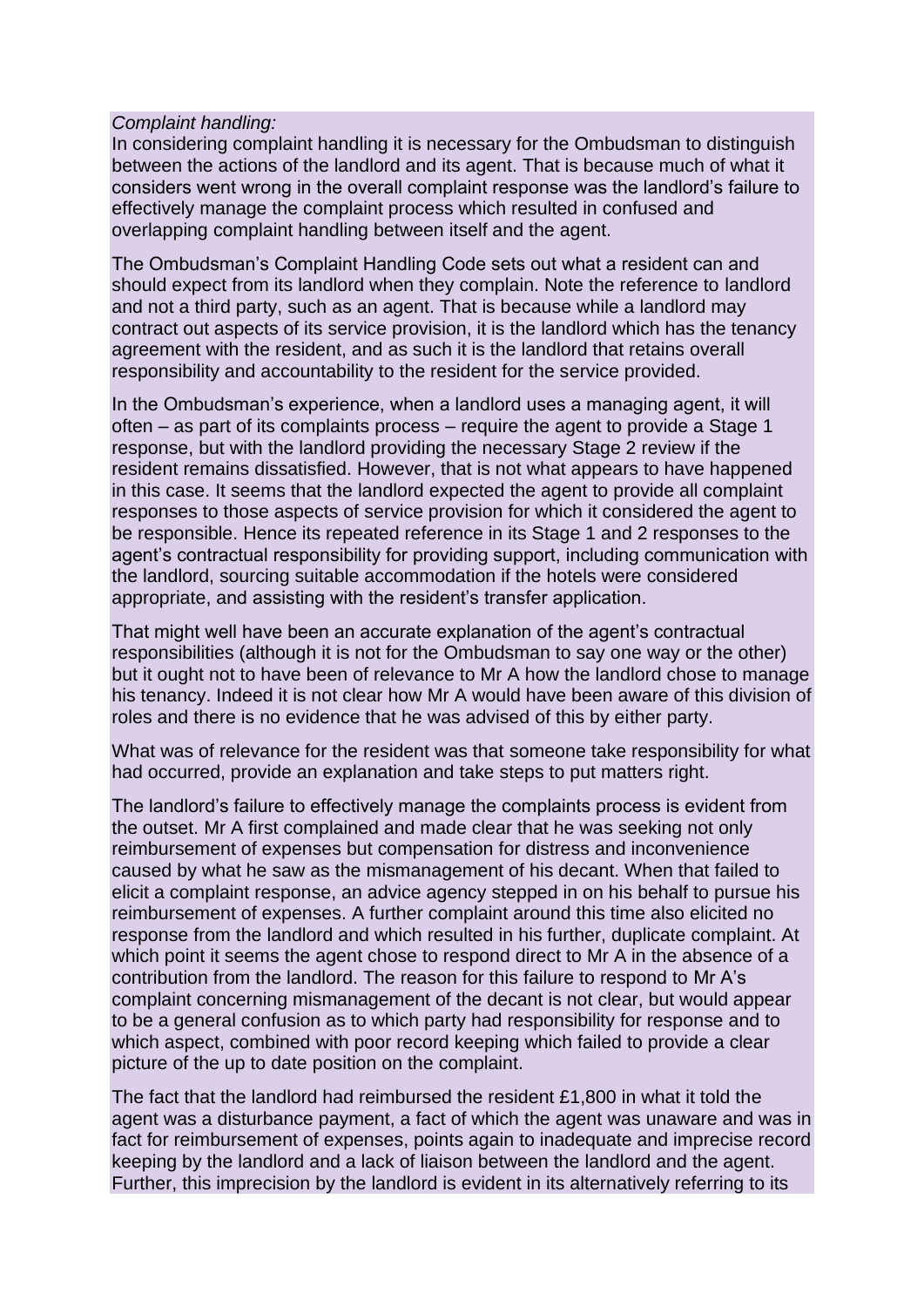*Complaint handling:*

In considering complaint handling it is necessary for the Ombudsman to distinguish between the actions of the landlord and its agent. That is because much of what it considers went wrong in the overall complaint response was the landlord's failure to effectively manage the complaint process which resulted in confused and overlapping complaint handling between itself and the agent.

The Ombudsman's Complaint Handling Code sets out what a resident can and should expect from its landlord when they complain. Note the reference to landlord and not a third party, such as an agent. That is because while a landlord may contract out aspects of its service provision, it is the landlord which has the tenancy agreement with the resident, and as such it is the landlord that retains overall responsibility and accountability to the resident for the service provided.

In the Ombudsman's experience, when a landlord uses a managing agent, it will often – as part of its complaints process – require the agent to provide a Stage 1 response, but with the landlord providing the necessary Stage 2 review if the resident remains dissatisfied. However, that is not what appears to have happened in this case. It seems that the landlord expected the agent to provide all complaint responses to those aspects of service provision for which it considered the agent to be responsible. Hence its repeated reference in its Stage 1 and 2 responses to the agent's contractual responsibility for providing support, including communication with the landlord, sourcing suitable accommodation if the hotels were considered appropriate, and assisting with the resident's transfer application.

That might well have been an accurate explanation of the agent's contractual responsibilities (although it is not for the Ombudsman to say one way or the other) but it ought not to have been of relevance to Mr A how the landlord chose to manage his tenancy. Indeed it is not clear how Mr A would have been aware of this division of roles and there is no evidence that he was advised of this by either party.

What was of relevance for the resident was that someone take responsibility for what had occurred, provide an explanation and take steps to put matters right.

The landlord's failure to effectively manage the complaints process is evident from the outset. Mr A first complained and made clear that he was seeking not only reimbursement of expenses but compensation for distress and inconvenience caused by what he saw as the mismanagement of his decant. When that failed to elicit a complaint response, an advice agency stepped in on his behalf to pursue his reimbursement of expenses. A further complaint around this time also elicited no response from the landlord and which resulted in his further, duplicate complaint. At which point it seems the agent chose to respond direct to Mr A in the absence of a contribution from the landlord. The reason for this failure to respond to Mr A's complaint concerning mismanagement of the decant is not clear, but would appear to be a general confusion as to which party had responsibility for response and to which aspect, combined with poor record keeping which failed to provide a clear picture of the up to date position on the complaint.

The fact that the landlord had reimbursed the resident £1,800 in what it told the agent was a disturbance payment, a fact of which the agent was unaware and was in fact for reimbursement of expenses, points again to inadequate and imprecise record keeping by the landlord and a lack of liaison between the landlord and the agent. Further, this imprecision by the landlord is evident in its alternatively referring to its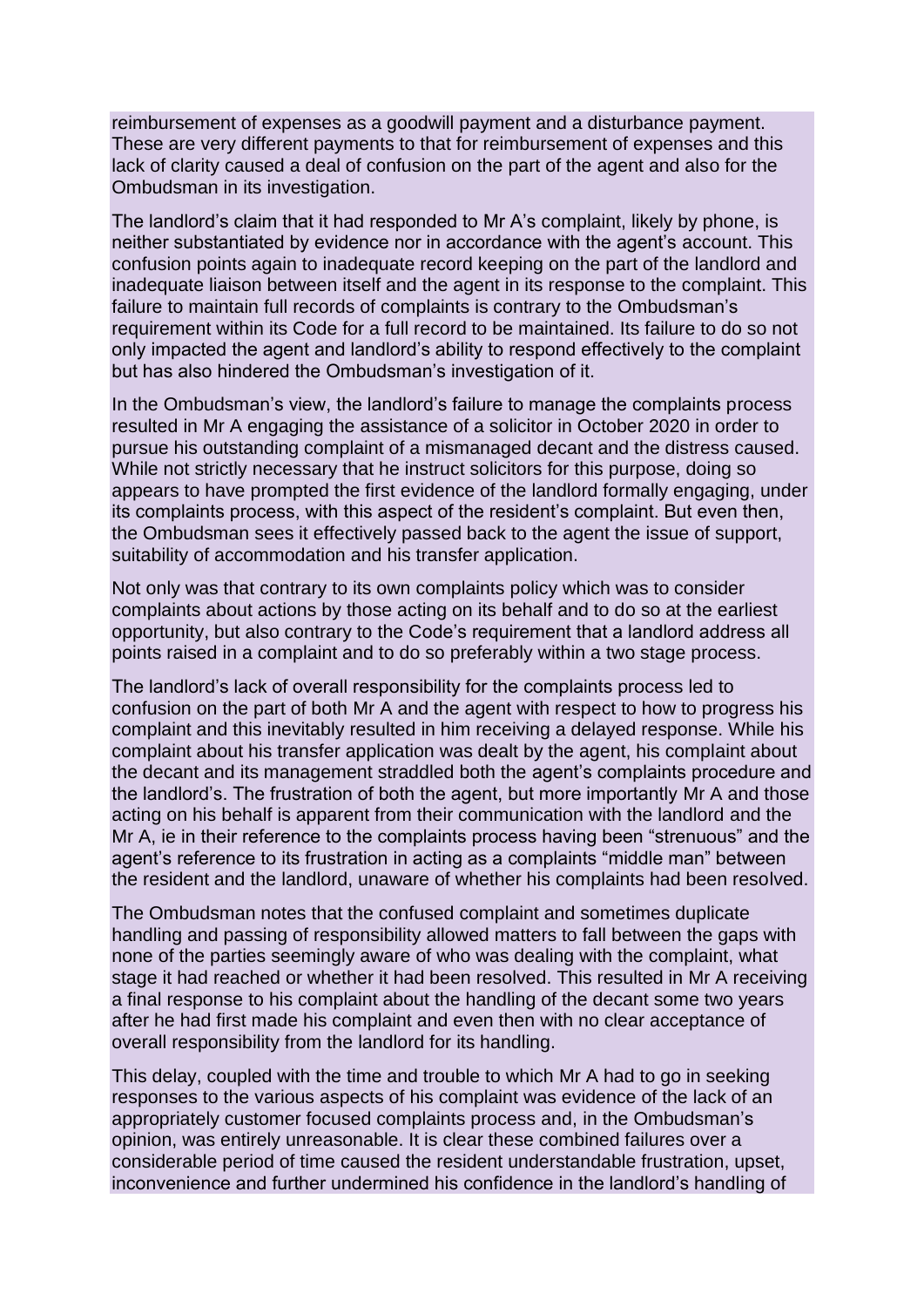reimbursement of expenses as a goodwill payment and a disturbance payment. These are very different payments to that for reimbursement of expenses and this lack of clarity caused a deal of confusion on the part of the agent and also for the Ombudsman in its investigation.

The landlord's claim that it had responded to Mr A's complaint, likely by phone, is neither substantiated by evidence nor in accordance with the agent's account. This confusion points again to inadequate record keeping on the part of the landlord and inadequate liaison between itself and the agent in its response to the complaint. This failure to maintain full records of complaints is contrary to the Ombudsman's requirement within its Code for a full record to be maintained. Its failure to do so not only impacted the agent and landlord's ability to respond effectively to the complaint but has also hindered the Ombudsman's investigation of it.

In the Ombudsman's view, the landlord's failure to manage the complaints process resulted in Mr A engaging the assistance of a solicitor in October 2020 in order to pursue his outstanding complaint of a mismanaged decant and the distress caused. While not strictly necessary that he instruct solicitors for this purpose, doing so appears to have prompted the first evidence of the landlord formally engaging, under its complaints process, with this aspect of the resident's complaint. But even then, the Ombudsman sees it effectively passed back to the agent the issue of support, suitability of accommodation and his transfer application.

Not only was that contrary to its own complaints policy which was to consider complaints about actions by those acting on its behalf and to do so at the earliest opportunity, but also contrary to the Code's requirement that a landlord address all points raised in a complaint and to do so preferably within a two stage process.

The landlord's lack of overall responsibility for the complaints process led to confusion on the part of both Mr A and the agent with respect to how to progress his complaint and this inevitably resulted in him receiving a delayed response. While his complaint about his transfer application was dealt by the agent, his complaint about the decant and its management straddled both the agent's complaints procedure and the landlord's. The frustration of both the agent, but more importantly Mr A and those acting on his behalf is apparent from their communication with the landlord and the Mr A, ie in their reference to the complaints process having been "strenuous" and the agent's reference to its frustration in acting as a complaints "middle man" between the resident and the landlord, unaware of whether his complaints had been resolved.

The Ombudsman notes that the confused complaint and sometimes duplicate handling and passing of responsibility allowed matters to fall between the gaps with none of the parties seemingly aware of who was dealing with the complaint, what stage it had reached or whether it had been resolved. This resulted in Mr A receiving a final response to his complaint about the handling of the decant some two years after he had first made his complaint and even then with no clear acceptance of overall responsibility from the landlord for its handling.

This delay, coupled with the time and trouble to which Mr A had to go in seeking responses to the various aspects of his complaint was evidence of the lack of an appropriately customer focused complaints process and, in the Ombudsman's opinion, was entirely unreasonable. It is clear these combined failures over a considerable period of time caused the resident understandable frustration, upset, inconvenience and further undermined his confidence in the landlord's handling of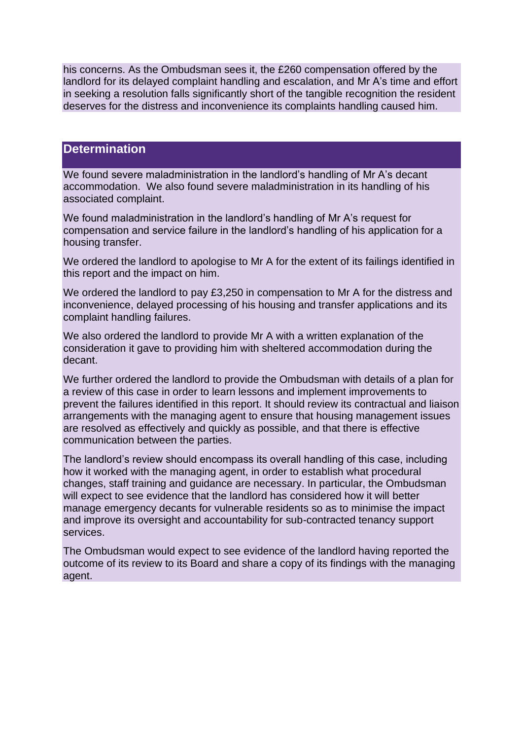his concerns. As the Ombudsman sees it, the £260 compensation offered by the landlord for its delayed complaint handling and escalation, and Mr A's time and effort in seeking a resolution falls significantly short of the tangible recognition the resident deserves for the distress and inconvenience its complaints handling caused him.

## Determination

We found severe maladministration in the landlord's handling of Mr A's decant accommodation. We also found severe maladministration in its handling of his associated complaint.

We found maladministration in the landlord's handling of Mr A's request for compensation and service failure in the landlord's handling of his application for a housing transfer.

We ordered the landlord to apologise to Mr A for the extent of its failings identified in this report and the impact on him.

We ordered the landlord to pay £3,250 in compensation to Mr A for the distress and inconvenience, delayed processing of his housing and transfer applications and its complaint handling failures.

We also ordered the landlord to provide Mr A with a written explanation of the consideration it gave to providing him with sheltered accommodation during the decant.

We further ordered the landlord to provide the Ombudsman with details of a plan for a review of this case in order to learn lessons and implement improvements to prevent the failures identified in this report. It should review its contractual and liaison arrangements with the managing agent to ensure that housing management issues are resolved as effectively and quickly as possible, and that there is effective communication between the parties.

The landlord's review should encompass its overall handling of this case, including how it worked with the managing agent, in order to establish what procedural changes, staff training and guidance are necessary. In particular, the Ombudsman will expect to see evidence that the landlord has considered how it will better manage emergency decants for vulnerable residents so as to minimise the impact and improve its oversight and accountability for sub-contracted tenancy support services.

The Ombudsman would expect to see evidence of the landlord having reported the outcome of its review to its Board and share a copy of its findings with the managing agent.